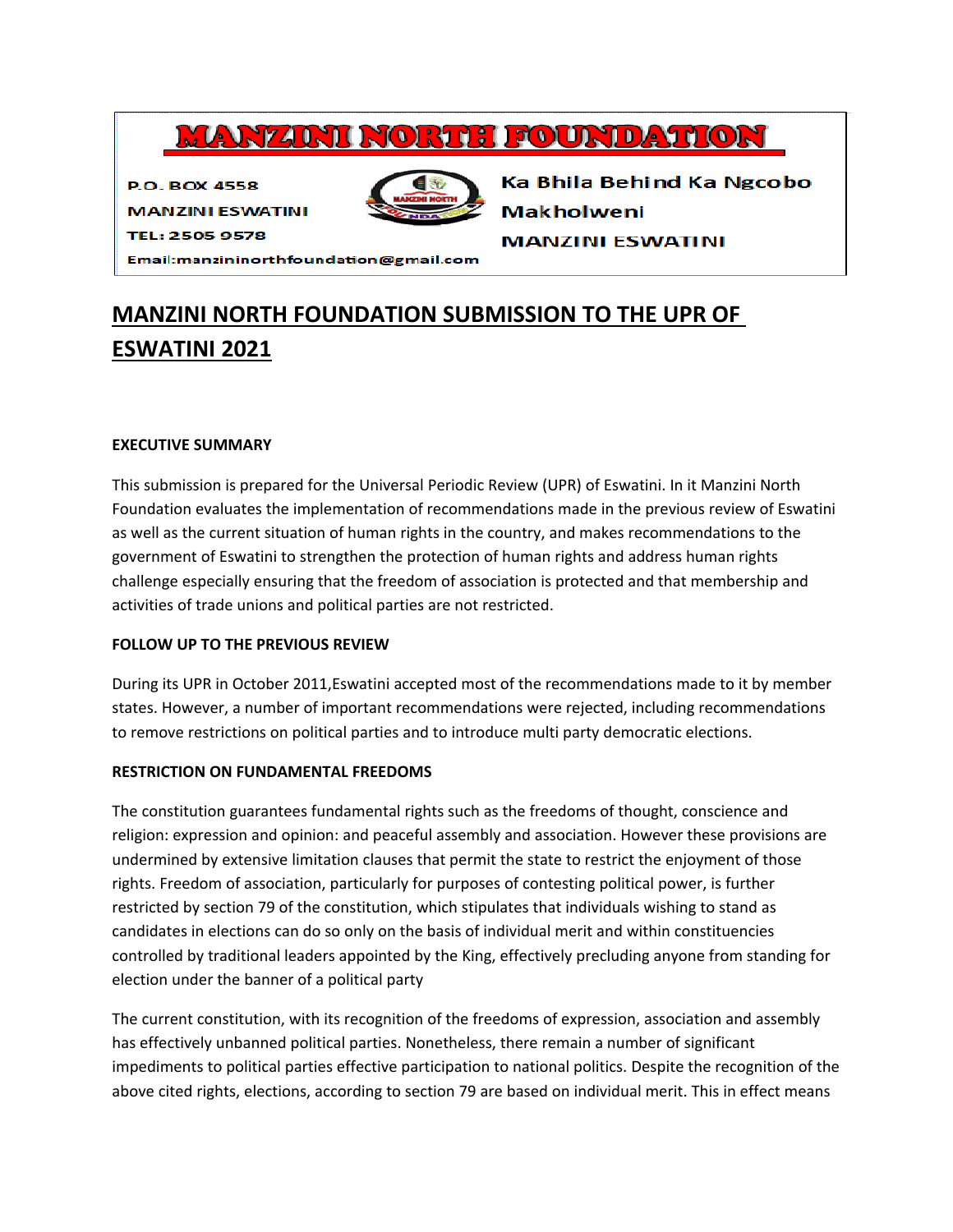# MANZINI NORTH FOUNDATION

P.O. BOX 4558
MANZINI ESWATINI
TEL: 2505 9578
Email:manzininorthfoundation@gmail.com

Ka Bhila Behind Ka Ngcobo
Makholweni
MANZINI ESWATINI

## MANZINI NORTH FOUNDATION SUBMISSION TO THE UPR OF ESWATINI 2021

**EXECUTIVE SUMMARY**

This submission is prepared for the Universal Periodic Review (UPR) of Eswatini. In it Manzini North Foundation evaluates the implementation of recommendations made in the previous review of Eswatini as well as the current situation of human rights in the country, and makes recommendations to the government of Eswatini to strengthen the protection of human rights and address human rights challenge especially ensuring that the freedom of association is protected and that membership and activities of trade unions and political parties are not restricted.

**FOLLOW UP TO THE PREVIOUS REVIEW**

During its UPR in October 2011,Eswatini accepted most of the recommendations made to it by member states. However, a number of important recommendations were rejected, including recommendations to remove restrictions on political parties and to introduce multi party democratic elections.

**RESTRICTION ON FUNDAMENTAL FREEDOMS**

The constitution guarantees fundamental rights such as the freedoms of thought, conscience and religion: expression and opinion: and peaceful assembly and association. However these provisions are undermined by extensive limitation clauses that permit the state to restrict the enjoyment of those rights. Freedom of association, particularly for purposes of contesting political power, is further restricted by section 79 of the constitution, which stipulates that individuals wishing to stand as candidates in elections can do so only on the basis of individual merit and within constituencies controlled by traditional leaders appointed by the King, effectively precluding anyone from standing for election under the banner of a political party

The current constitution, with its recognition of the freedoms of expression, association and assembly has effectively unbanned political parties. Nonetheless, there remain a number of significant impediments to political parties effective participation to national politics. Despite the recognition of the above cited rights, elections, according to section 79 are based on individual merit. This in effect means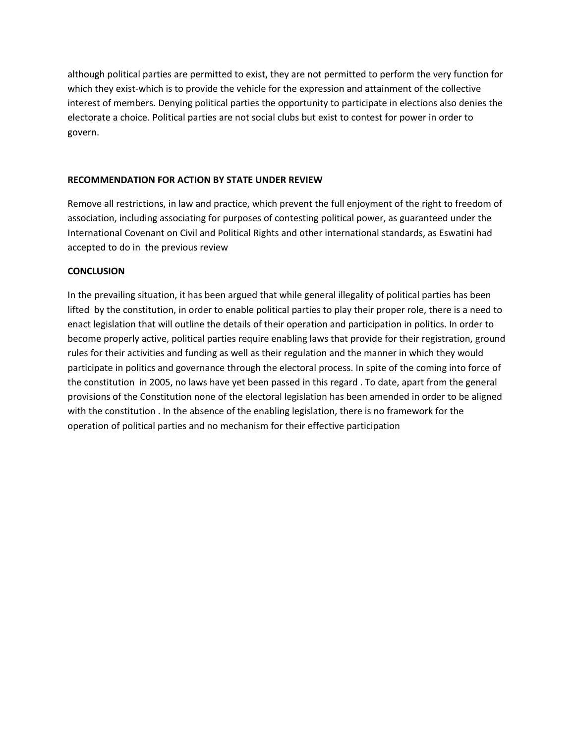although political parties are permitted to exist, they are not permitted to perform the very function for which they exist-which is to provide the vehicle for the expression and attainment of the collective interest of members. Denying political parties the opportunity to participate in elections also denies the electorate a choice. Political parties are not social clubs but exist to contest for power in order to govern.

**RECOMMENDATION FOR ACTION BY STATE UNDER REVIEW**

Remove all restrictions, in law and practice, which prevent the full enjoyment of the right to freedom of association, including associating for purposes of contesting political power, as guaranteed under the International Covenant on Civil and Political Rights and other international standards, as Eswatini had accepted to do in the previous review

**CONCLUSION**

In the prevailing situation, it has been argued that while general illegality of political parties has been lifted by the constitution, in order to enable political parties to play their proper role, there is a need to enact legislation that will outline the details of their operation and participation in politics. In order to become properly active, political parties require enabling laws that provide for their registration, ground rules for their activities and funding as well as their regulation and the manner in which they would participate in politics and governance through the electoral process. In spite of the coming into force of the constitution in 2005, no laws have yet been passed in this regard . To date, apart from the general provisions of the Constitution none of the electoral legislation has been amended in order to be aligned with the constitution . In the absence of the enabling legislation, there is no framework for the operation of political parties and no mechanism for their effective participation